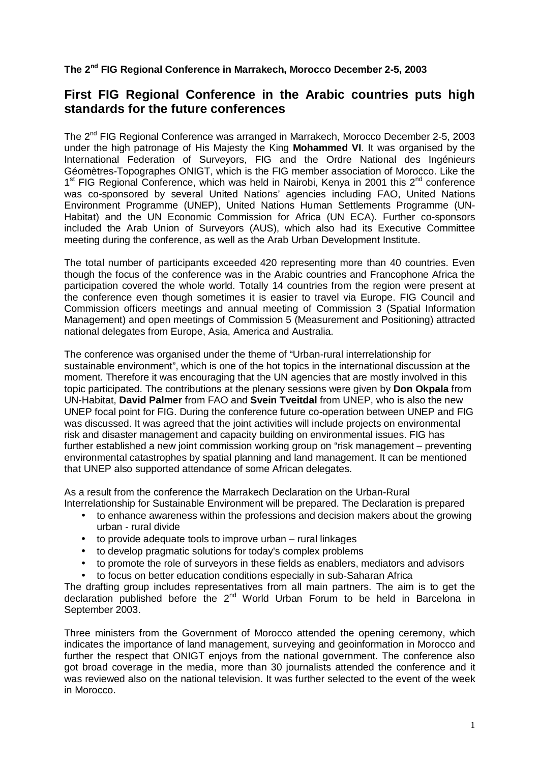**The 2nd FIG Regional Conference in Marrakech, Morocco December 2-5, 2003**

## First FIG Regional Conference in the Arabic countries puts high standards for the future conferences

The 2nd FIG Regional Conference was arranged in Marrakech, Morocco December 2-5, 2003 under the high patronage of His Majesty the King **Mohammed VI**. It was organised by the International Federation of Surveyors, FIG and the Ordre National des Ingénieurs Géomètres-Topographes ONIGT, which is the FIG member association of Morocco. Like the 1st FIG Regional Conference, which was held in Nairobi, Kenya in 2001 this 2nd conference was co-sponsored by several United Nations' agencies including FAO, United Nations Environment Programme (UNEP), United Nations Human Settlements Programme (UN-Habitat) and the UN Economic Commission for Africa (UN ECA). Further co-sponsors included the Arab Union of Surveyors (AUS), which also had its Executive Committee meeting during the conference, as well as the Arab Urban Development Institute.

The total number of participants exceeded 420 representing more than 40 countries. Even though the focus of the conference was in the Arabic countries and Francophone Africa the participation covered the whole world. Totally 14 countries from the region were present at the conference even though sometimes it is easier to travel via Europe. FIG Council and Commission officers meetings and annual meeting of Commission 3 (Spatial Information Management) and open meetings of Commission 5 (Measurement and Positioning) attracted national delegates from Europe, Asia, America and Australia.

The conference was organised under the theme of "Urban-rural interrelationship for sustainable environment", which is one of the hot topics in the international discussion at the moment. Therefore it was encouraging that the UN agencies that are mostly involved in this topic participated. The contributions at the plenary sessions were given by **Don Okpala** from UN-Habitat, **David Palmer** from FAO and **Svein Tveitdal** from UNEP, who is also the new UNEP focal point for FIG. During the conference future co-operation between UNEP and FIG was discussed. It was agreed that the joint activities will include projects on environmental risk and disaster management and capacity building on environmental issues. FIG has further established a new joint commission working group on "risk management – preventing environmental catastrophes by spatial planning and land management. It can be mentioned that UNEP also supported attendance of some African delegates.

As a result from the conference the Marrakech Declaration on the Urban-Rural Interrelationship for Sustainable Environment will be prepared. The Declaration is prepared

- to enhance awareness within the professions and decision makers about the growing urban - rural divide
- to provide adequate tools to improve urban – rural linkages
- to develop pragmatic solutions for today's complex problems
- to promote the role of surveyors in these fields as enablers, mediators and advisors
- to focus on better education conditions especially in sub-Saharan Africa

The drafting group includes representatives from all main partners. The aim is to get the declaration published before the 2nd World Urban Forum to be held in Barcelona in September 2003.

Three ministers from the Government of Morocco attended the opening ceremony, which indicates the importance of land management, surveying and geoinformation in Morocco and further the respect that ONIGT enjoys from the national government. The conference also got broad coverage in the media, more than 30 journalists attended the conference and it was reviewed also on the national television. It was further selected to the event of the week in Morocco.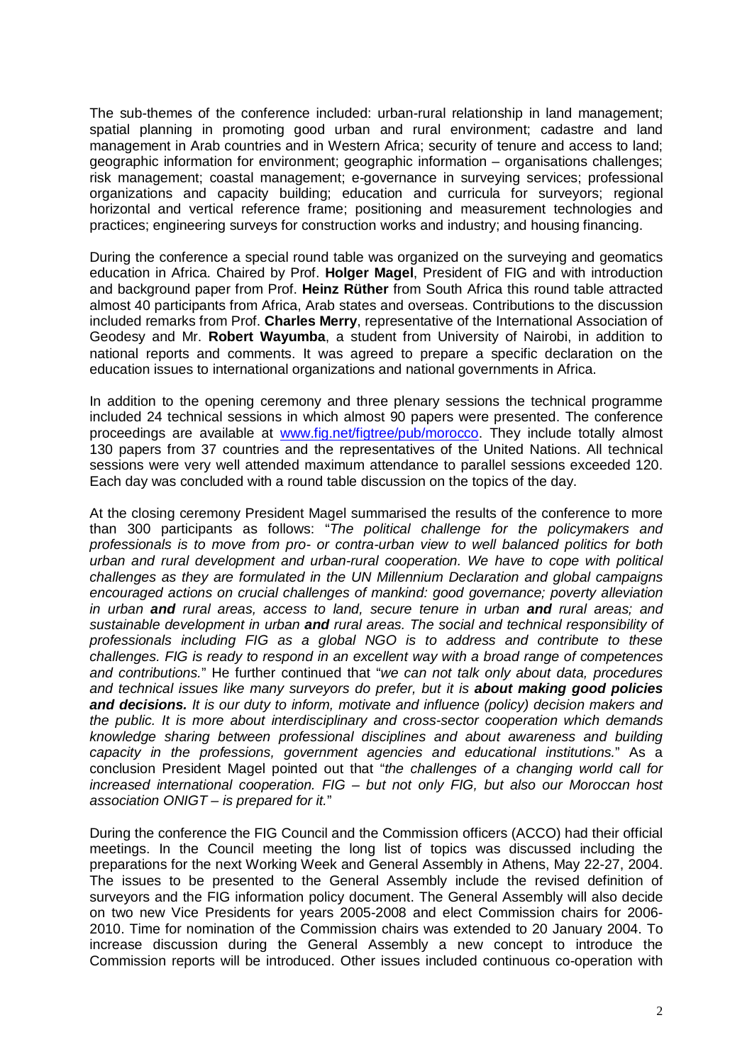The sub-themes of the conference included: urban-rural relationship in land management; spatial planning in promoting good urban and rural environment; cadastre and land management in Arab countries and in Western Africa; security of tenure and access to land; geographic information for environment; geographic information – organisations challenges; risk management; coastal management; e-governance in surveying services; professional organizations and capacity building; education and curricula for surveyors; regional horizontal and vertical reference frame; positioning and measurement technologies and practices; engineering surveys for construction works and industry; and housing financing.

During the conference a special round table was organized on the surveying and geomatics education in Africa. Chaired by Prof. **Holger Magel**, President of FIG and with introduction and background paper from Prof. **Heinz Rüther** from South Africa this round table attracted almost 40 participants from Africa, Arab states and overseas. Contributions to the discussion included remarks from Prof. **Charles Merry**, representative of the International Association of Geodesy and Mr. **Robert Wayumba**, a student from University of Nairobi, in addition to national reports and comments. It was agreed to prepare a specific declaration on the education issues to international organizations and national governments in Africa.

In addition to the opening ceremony and three plenary sessions the technical programme included 24 technical sessions in which almost 90 papers were presented. The conference proceedings are available at [www.fig.net/figtree/pub/morocco](www.fig.net/figtree/pub/morocco). They include totally almost 130 papers from 37 countries and the representatives of the United Nations. All technical sessions were very well attended maximum attendance to parallel sessions exceeded 120. Each day was concluded with a round table discussion on the topics of the day.

At the closing ceremony President Magel summarised the results of the conference to more than 300 participants as follows: "*The political challenge for the policymakers and professionals is to move from pro- or contra-urban view to well balanced politics for both urban and rural development and urban-rural cooperation. We have to cope with political challenges as they are formulated in the UN Millennium Declaration and global campaigns encouraged actions on crucial challenges of mankind: good governance; poverty alleviation in urban **and** rural areas, access to land, secure tenure in urban **and** rural areas; and sustainable development in urban **and** rural areas. The social and technical responsibility of professionals including FIG as a global NGO is to address and contribute to these challenges. FIG is ready to respond in an excellent way with a broad range of competences and contributions.*" He further continued that "*we can not talk only about data, procedures and technical issues like many surveyors do prefer, but it is **about making good policies and decisions.** It is our duty to inform, motivate and influence (policy) decision makers and the public. It is more about interdisciplinary and cross-sector cooperation which demands knowledge sharing between professional disciplines and about awareness and building capacity in the professions, government agencies and educational institutions.*" As a conclusion President Magel pointed out that "*the challenges of a changing world call for increased international cooperation. FIG – but not only FIG, but also our Moroccan host association ONIGT – is prepared for it.*"

During the conference the FIG Council and the Commission officers (ACCO) had their official meetings. In the Council meeting the long list of topics was discussed including the preparations for the next Working Week and General Assembly in Athens, May 22-27, 2004. The issues to be presented to the General Assembly include the revised definition of surveyors and the FIG information policy document. The General Assembly will also decide on two new Vice Presidents for years 2005-2008 and elect Commission chairs for 2006-2010. Time for nomination of the Commission chairs was extended to 20 January 2004. To increase discussion during the General Assembly a new concept to introduce the Commission reports will be introduced. Other issues included continuous co-operation with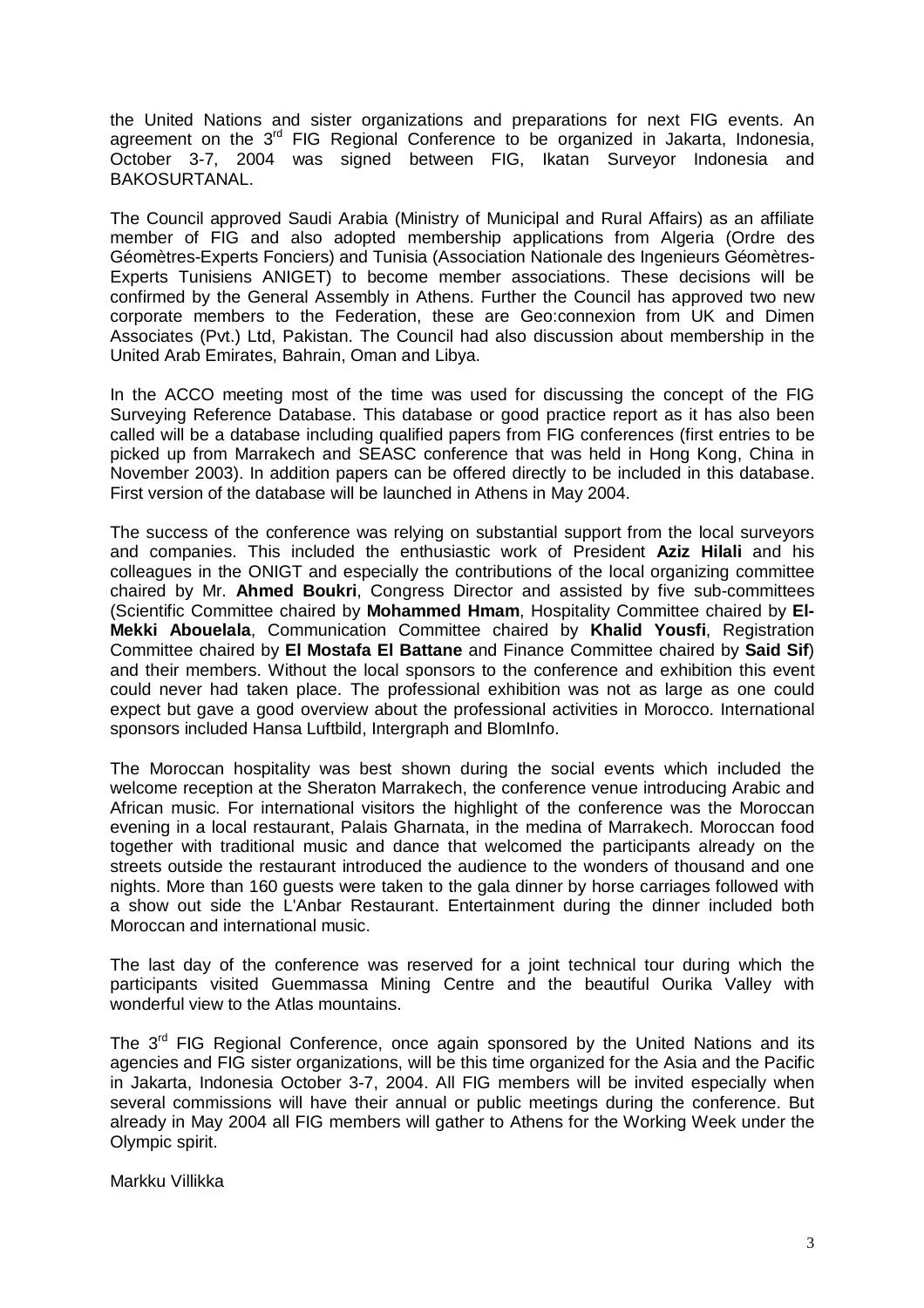the United Nations and sister organizations and preparations for next FIG events. An agreement on the 3rd FIG Regional Conference to be organized in Jakarta, Indonesia, October 3-7, 2004 was signed between FIG, Ikatan Surveyor Indonesia and BAKOSURTANAL.

The Council approved Saudi Arabia (Ministry of Municipal and Rural Affairs) as an affiliate member of FIG and also adopted membership applications from Algeria (Ordre des Géomètres-Experts Fonciers) and Tunisia (Association Nationale des Ingenieurs Géomètres-Experts Tunisiens ANIGET) to become member associations. These decisions will be confirmed by the General Assembly in Athens. Further the Council has approved two new corporate members to the Federation, these are Geo:connexion from UK and Dimen Associates (Pvt.) Ltd, Pakistan. The Council had also discussion about membership in the United Arab Emirates, Bahrain, Oman and Libya.

In the ACCO meeting most of the time was used for discussing the concept of the FIG Surveying Reference Database. This database or good practice report as it has also been called will be a database including qualified papers from FIG conferences (first entries to be picked up from Marrakech and SEASC conference that was held in Hong Kong, China in November 2003). In addition papers can be offered directly to be included in this database. First version of the database will be launched in Athens in May 2004.

The success of the conference was relying on substantial support from the local surveyors and companies. This included the enthusiastic work of President **Aziz Hilali** and his colleagues in the ONIGT and especially the contributions of the local organizing committee chaired by Mr. **Ahmed Boukri**, Congress Director and assisted by five sub-committees (Scientific Committee chaired by **Mohammed Hmam**, Hospitality Committee chaired by **El-Mekki Abouelala**, Communication Committee chaired by **Khalid Yousfi**, Registration Committee chaired by **El Mostafa El Battane** and Finance Committee chaired by **Said Sif**) and their members. Without the local sponsors to the conference and exhibition this event could never had taken place. The professional exhibition was not as large as one could expect but gave a good overview about the professional activities in Morocco. International sponsors included Hansa Luftbild, Intergraph and BlomInfo.

The Moroccan hospitality was best shown during the social events which included the welcome reception at the Sheraton Marrakech, the conference venue introducing Arabic and African music. For international visitors the highlight of the conference was the Moroccan evening in a local restaurant, Palais Gharnata, in the medina of Marrakech. Moroccan food together with traditional music and dance that welcomed the participants already on the streets outside the restaurant introduced the audience to the wonders of thousand and one nights. More than 160 guests were taken to the gala dinner by horse carriages followed with a show out side the L'Anbar Restaurant. Entertainment during the dinner included both Moroccan and international music.

The last day of the conference was reserved for a joint technical tour during which the participants visited Guemmassa Mining Centre and the beautiful Ourika Valley with wonderful view to the Atlas mountains.

The 3rd FIG Regional Conference, once again sponsored by the United Nations and its agencies and FIG sister organizations, will be this time organized for the Asia and the Pacific in Jakarta, Indonesia October 3-7, 2004. All FIG members will be invited especially when several commissions will have their annual or public meetings during the conference. But already in May 2004 all FIG members will gather to Athens for the Working Week under the Olympic spirit.

Markku Villikka